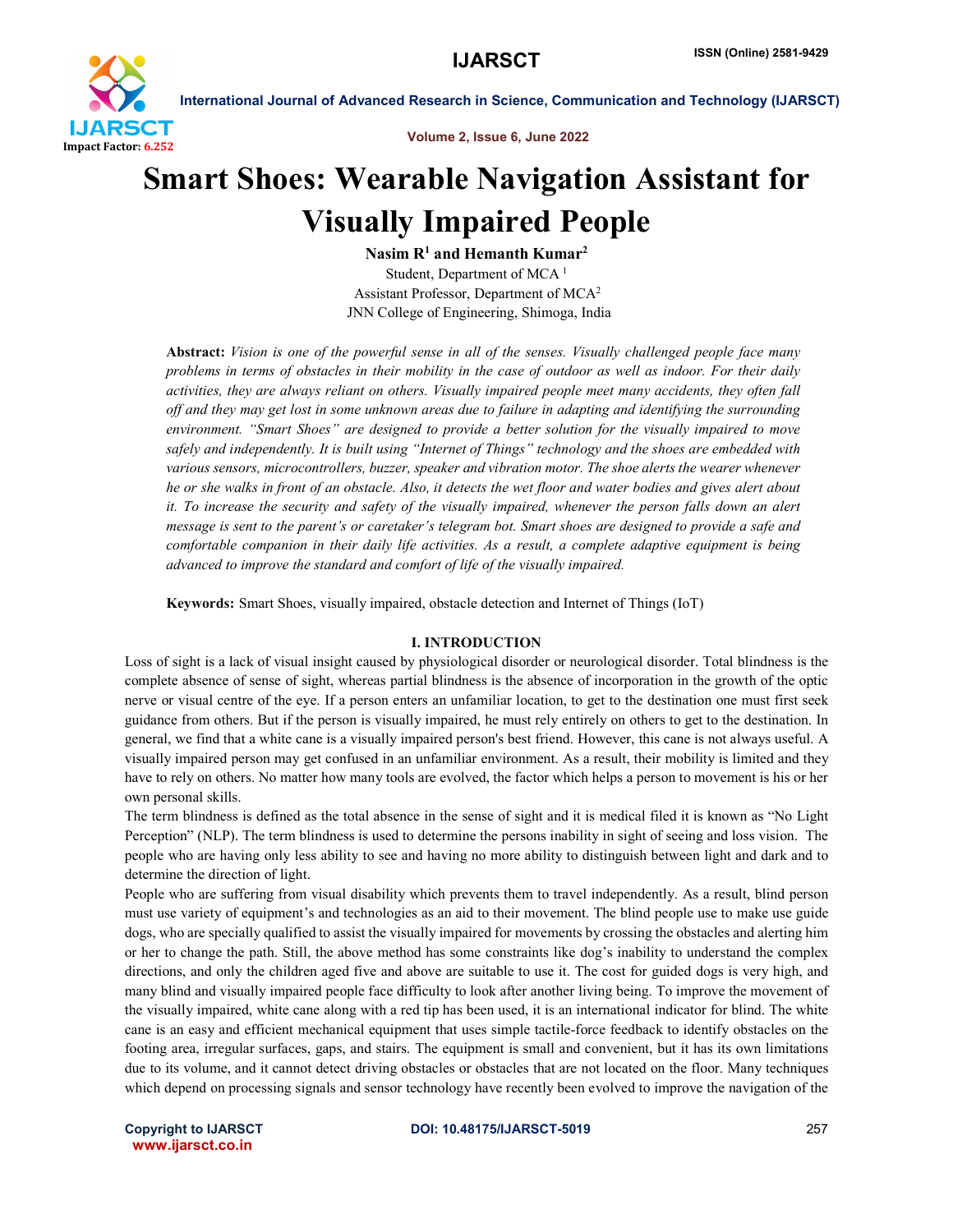# Smart Shoes: Wearable Navigation Assistant for Visually Impaired People

**Nasim R[1] and Hemanth Kumar[2]**

Student, Department of MCA [1]

Assistant Professor, Department of MCA[2]

JNN College of Engineering, Shimoga, India

**Abstract:** *Vision is one of the powerful sense in all of the senses. Visually challenged people face many problems in terms of obstacles in their mobility in the case of outdoor as well as indoor. For their daily activities, they are always reliant on others. Visually impaired people meet many accidents, they often fall off and they may get lost in some unknown areas due to failure in adapting and identifying the surrounding environment. "Smart Shoes" are designed to provide a better solution for the visually impaired to move safely and independently. It is built using "Internet of Things" technology and the shoes are embedded with various sensors, microcontrollers, buzzer, speaker and vibration motor. The shoe alerts the wearer whenever he or she walks in front of an obstacle. Also, it detects the wet floor and water bodies and gives alert about it. To increase the security and safety of the visually impaired, whenever the person falls down an alert message is sent to the parent's or caretaker's telegram bot. Smart shoes are designed to provide a safe and comfortable companion in their daily life activities. As a result, a complete adaptive equipment is being advanced to improve the standard and comfort of life of the visually impaired.*

**Keywords:** Smart Shoes, visually impaired, obstacle detection and Internet of Things (IoT)

## I. INTRODUCTION

Loss of sight is a lack of visual insight caused by physiological disorder or neurological disorder. Total blindness is the complete absence of sense of sight, whereas partial blindness is the absence of incorporation in the growth of the optic nerve or visual centre of the eye. If a person enters an unfamiliar location, to get to the destination one must first seek guidance from others. But if the person is visually impaired, he must rely entirely on others to get to the destination. In general, we find that a white cane is a visually impaired person's best friend. However, this cane is not always useful. A visually impaired person may get confused in an unfamiliar environment. As a result, their mobility is limited and they have to rely on others. No matter how many tools are evolved, the factor which helps a person to movement is his or her own personal skills.

The term blindness is defined as the total absence in the sense of sight and it is medical filed it is known as "No Light Perception" (NLP). The term blindness is used to determine the persons inability in sight of seeing and loss vision. The people who are having only less ability to see and having no more ability to distinguish between light and dark and to determine the direction of light.

People who are suffering from visual disability which prevents them to travel independently. As a result, blind person must use variety of equipment's and technologies as an aid to their movement. The blind people use to make use guide dogs, who are specially qualified to assist the visually impaired for movements by crossing the obstacles and alerting him or her to change the path. Still, the above method has some constraints like dog's inability to understand the complex directions, and only the children aged five and above are suitable to use it. The cost for guided dogs is very high, and many blind and visually impaired people face difficulty to look after another living being. To improve the movement of the visually impaired, white cane along with a red tip has been used, it is an international indicator for blind. The white cane is an easy and efficient mechanical equipment that uses simple tactile-force feedback to identify obstacles on the footing area, irregular surfaces, gaps, and stairs. The equipment is small and convenient, but it has its own limitations due to its volume, and it cannot detect driving obstacles or obstacles that are not located on the floor. Many techniques which depend on processing signals and sensor technology have recently been evolved to improve the navigation of the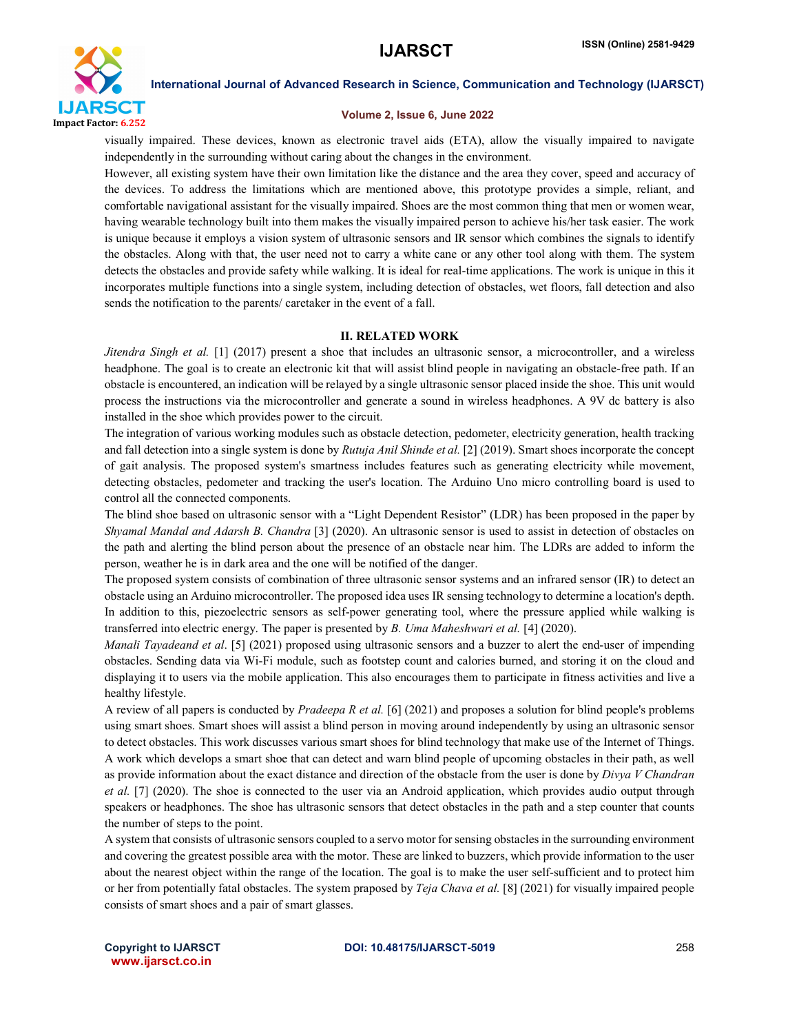visually impaired. These devices, known as electronic travel aids (ETA), allow the visually impaired to navigate independently in the surrounding without caring about the changes in the environment.

However, all existing system have their own limitation like the distance and the area they cover, speed and accuracy of the devices. To address the limitations which are mentioned above, this prototype provides a simple, reliant, and comfortable navigational assistant for the visually impaired. Shoes are the most common thing that men or women wear, having wearable technology built into them makes the visually impaired person to achieve his/her task easier. The work is unique because it employs a vision system of ultrasonic sensors and IR sensor which combines the signals to identify the obstacles. Along with that, the user need not to carry a white cane or any other tool along with them. The system detects the obstacles and provide safety while walking. It is ideal for real-time applications. The work is unique in this it incorporates multiple functions into a single system, including detection of obstacles, wet floors, fall detection and also sends the notification to the parents/ caretaker in the event of a fall.

## II. RELATED WORK

*Jitendra Singh et al.* [1] (2017) present a shoe that includes an ultrasonic sensor, a microcontroller, and a wireless headphone. The goal is to create an electronic kit that will assist blind people in navigating an obstacle-free path. If an obstacle is encountered, an indication will be relayed by a single ultrasonic sensor placed inside the shoe. This unit would process the instructions via the microcontroller and generate a sound in wireless headphones. A 9V dc battery is also installed in the shoe which provides power to the circuit.

The integration of various working modules such as obstacle detection, pedometer, electricity generation, health tracking and fall detection into a single system is done by *Rutuja Anil Shinde et al.* [2] (2019). Smart shoes incorporate the concept of gait analysis. The proposed system's smartness includes features such as generating electricity while movement, detecting obstacles, pedometer and tracking the user's location. The Arduino Uno micro controlling board is used to control all the connected components.

The blind shoe based on ultrasonic sensor with a "Light Dependent Resistor" (LDR) has been proposed in the paper by *Shyamal Mandal and Adarsh B. Chandra* [3] (2020). An ultrasonic sensor is used to assist in detection of obstacles on the path and alerting the blind person about the presence of an obstacle near him. The LDRs are added to inform the person, weather he is in dark area and the one will be notified of the danger.

The proposed system consists of combination of three ultrasonic sensor systems and an infrared sensor (IR) to detect an obstacle using an Arduino microcontroller. The proposed idea uses IR sensing technology to determine a location's depth. In addition to this, piezoelectric sensors as self-power generating tool, where the pressure applied while walking is transferred into electric energy. The paper is presented by *B. Uma Maheshwari et al.* [4] (2020).

*Manali Tayadeand et al*. [5] (2021) proposed using ultrasonic sensors and a buzzer to alert the end-user of impending obstacles. Sending data via Wi-Fi module, such as footstep count and calories burned, and storing it on the cloud and displaying it to users via the mobile application. This also encourages them to participate in fitness activities and live a healthy lifestyle.

A review of all papers is conducted by *Pradeepa R et al.* [6] (2021) and proposes a solution for blind people's problems using smart shoes. Smart shoes will assist a blind person in moving around independently by using an ultrasonic sensor to detect obstacles. This work discusses various smart shoes for blind technology that make use of the Internet of Things.

A work which develops a smart shoe that can detect and warn blind people of upcoming obstacles in their path, as well as provide information about the exact distance and direction of the obstacle from the user is done by *Divya V Chandran et al.* [7] (2020). The shoe is connected to the user via an Android application, which provides audio output through speakers or headphones. The shoe has ultrasonic sensors that detect obstacles in the path and a step counter that counts the number of steps to the point.

A system that consists of ultrasonic sensors coupled to a servo motor for sensing obstacles in the surrounding environment and covering the greatest possible area with the motor. These are linked to buzzers, which provide information to the user about the nearest object within the range of the location. The goal is to make the user self-sufficient and to protect him or her from potentially fatal obstacles. The system praposed by *Teja Chava et al.* [8] (2021) for visually impaired people consists of smart shoes and a pair of smart glasses.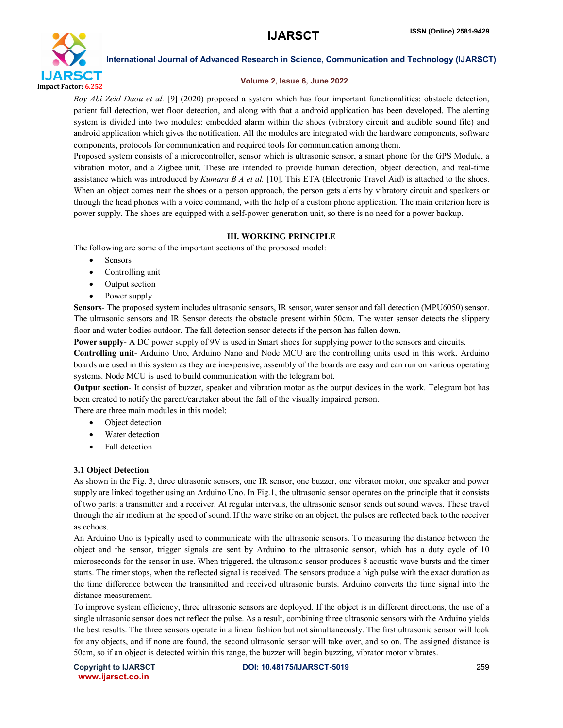*Roy Abi Zeid Daou et al.* [9] (2020) proposed a system which has four important functionalities: obstacle detection, patient fall detection, wet floor detection, and along with that a android application has been developed. The alerting system is divided into two modules: embedded alarm within the shoes (vibratory circuit and audible sound file) and android application which gives the notification. All the modules are integrated with the hardware components, software components, protocols for communication and required tools for communication among them.

Proposed system consists of a microcontroller, sensor which is ultrasonic sensor, a smart phone for the GPS Module, a vibration motor, and a Zigbee unit. These are intended to provide human detection, object detection, and real-time assistance which was introduced by *Kumara B A et al.* [10]. This ETA (Electronic Travel Aid) is attached to the shoes. When an object comes near the shoes or a person approach, the person gets alerts by vibratory circuit and speakers or through the head phones with a voice command, with the help of a custom phone application. The main criterion here is power supply. The shoes are equipped with a self-power generation unit, so there is no need for a power backup.

## III. WORKING PRINCIPLE

The following are some of the important sections of the proposed model:

- Sensors
- Controlling unit
- Output section
- Power supply

**Sensors**- The proposed system includes ultrasonic sensors, IR sensor, water sensor and fall detection (MPU6050) sensor. The ultrasonic sensors and IR Sensor detects the obstacle present within 50cm. The water sensor detects the slippery floor and water bodies outdoor. The fall detection sensor detects if the person has fallen down.

**Power supply**- A DC power supply of 9V is used in Smart shoes for supplying power to the sensors and circuits.

**Controlling unit**- Arduino Uno, Arduino Nano and Node MCU are the controlling units used in this work. Arduino boards are used in this system as they are inexpensive, assembly of the boards are easy and can run on various operating systems. Node MCU is used to build communication with the telegram bot.

**Output section**- It consist of buzzer, speaker and vibration motor as the output devices in the work. Telegram bot has been created to notify the parent/caretaker about the fall of the visually impaired person.

There are three main modules in this model:

- Object detection
- Water detection
- Fall detection

### 3.1 Object Detection

As shown in the Fig. 3, three ultrasonic sensors, one IR sensor, one buzzer, one vibrator motor, one speaker and power supply are linked together using an Arduino Uno. In Fig.1, the ultrasonic sensor operates on the principle that it consists of two parts: a transmitter and a receiver. At regular intervals, the ultrasonic sensor sends out sound waves. These travel through the air medium at the speed of sound. If the wave strike on an object, the pulses are reflected back to the receiver as echoes.

An Arduino Uno is typically used to communicate with the ultrasonic sensors. To measuring the distance between the object and the sensor, trigger signals are sent by Arduino to the ultrasonic sensor, which has a duty cycle of 10 microseconds for the sensor in use. When triggered, the ultrasonic sensor produces 8 acoustic wave bursts and the timer starts. The timer stops, when the reflected signal is received. The sensors produce a high pulse with the exact duration as the time difference between the transmitted and received ultrasonic bursts. Arduino converts the time signal into the distance measurement.

To improve system efficiency, three ultrasonic sensors are deployed. If the object is in different directions, the use of a single ultrasonic sensor does not reflect the pulse. As a result, combining three ultrasonic sensors with the Arduino yields the best results. The three sensors operate in a linear fashion but not simultaneously. The first ultrasonic sensor will look for any objects, and if none are found, the second ultrasonic sensor will take over, and so on. The assigned distance is 50cm, so if an object is detected within this range, the buzzer will begin buzzing, vibrator motor vibrates.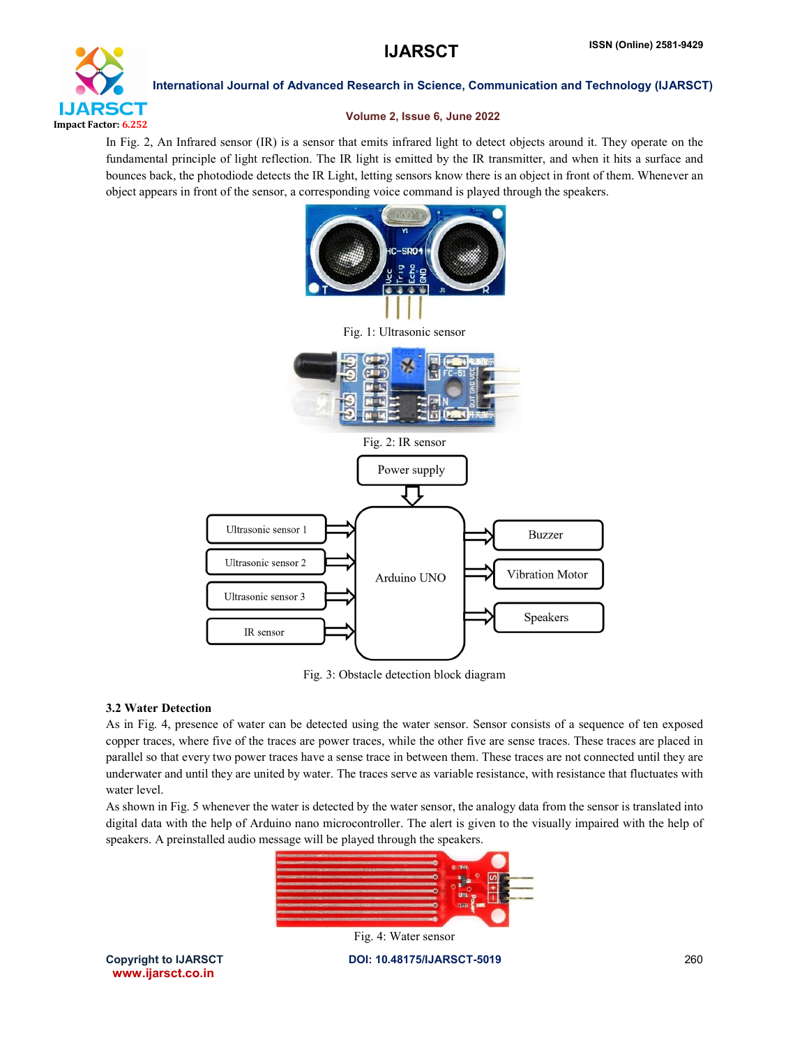In Fig. 2, An Infrared sensor (IR) is a sensor that emits infrared light to detect objects around it. They operate on the fundamental principle of light reflection. The IR light is emitted by the IR transmitter, and when it hits a surface and bounces back, the photodiode detects the IR Light, letting sensors know there is an object in front of them. Whenever an object appears in front of the sensor, a corresponding voice command is played through the speakers.

Fig. 1: Ultrasonic sensor

Fig. 2: IR sensor

Fig. 3: Obstacle detection block diagram

### 3.2 Water Detection

As in Fig. 4, presence of water can be detected using the water sensor. Sensor consists of a sequence of ten exposed copper traces, where five of the traces are power traces, while the other five are sense traces. These traces are placed in parallel so that every two power traces have a sense trace in between them. These traces are not connected until they are underwater and until they are united by water. The traces serve as variable resistance, with resistance that fluctuates with water level.

As shown in Fig. 5 whenever the water is detected by the water sensor, the analogy data from the sensor is translated into digital data with the help of Arduino nano microcontroller. The alert is given to the visually impaired with the help of speakers. A preinstalled audio message will be played through the speakers.

Fig. 4: Water sensor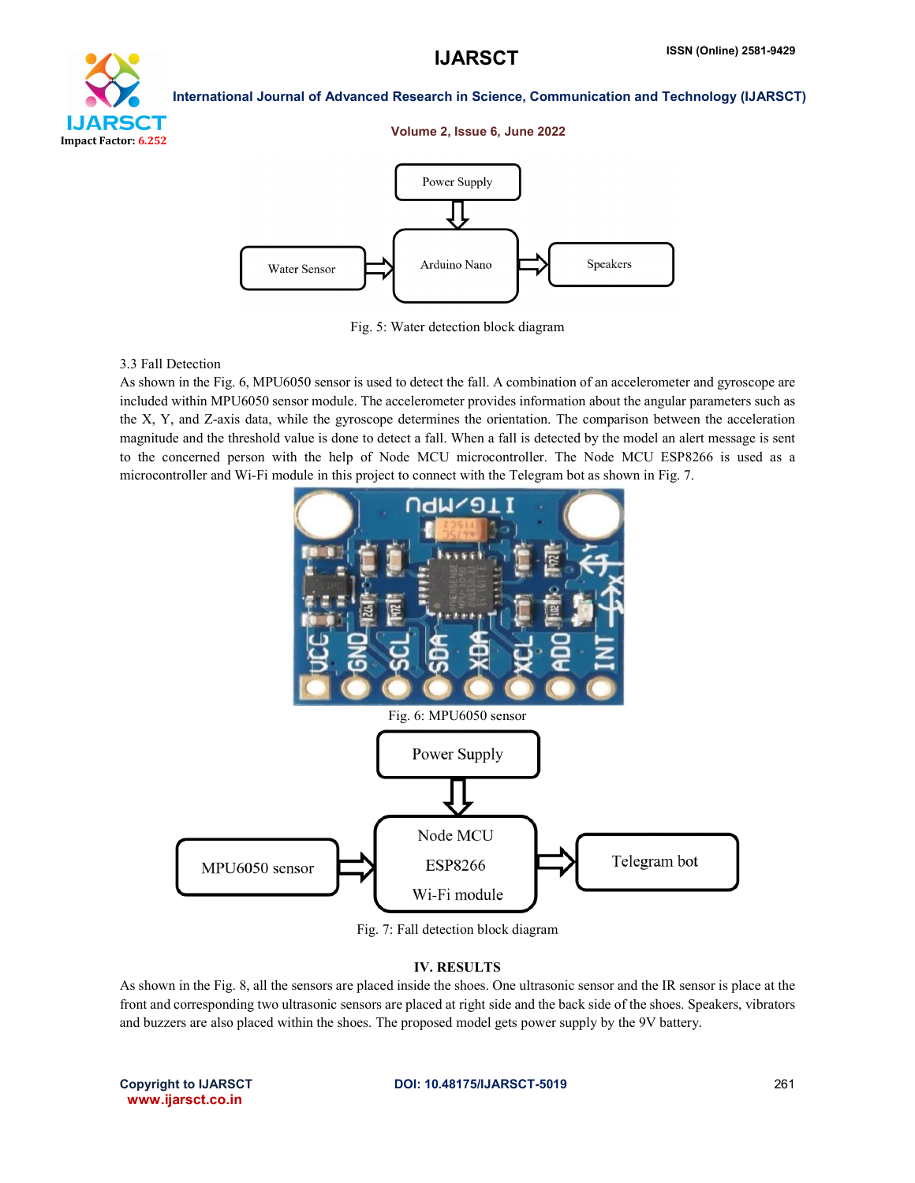Fig. 5: Water detection block diagram

3.3 Fall Detection

As shown in the Fig. 6, MPU6050 sensor is used to detect the fall. A combination of an accelerometer and gyroscope are included within MPU6050 sensor module. The accelerometer provides information about the angular parameters such as the X, Y, and Z-axis data, while the gyroscope determines the orientation. The comparison between the acceleration magnitude and the threshold value is done to detect a fall. When a fall is detected by the model an alert message is sent to the concerned person with the help of Node MCU microcontroller. The Node MCU ESP8266 is used as a microcontroller and Wi-Fi module in this project to connect with the Telegram bot as shown in Fig. 7.

Fig. 6: MPU6050 sensor

Fig. 7: Fall detection block diagram

## IV. RESULTS

As shown in the Fig. 8, all the sensors are placed inside the shoes. One ultrasonic sensor and the IR sensor is place at the front and corresponding two ultrasonic sensors are placed at right side and the back side of the shoes. Speakers, vibrators and buzzers are also placed within the shoes. The proposed model gets power supply by the 9V battery.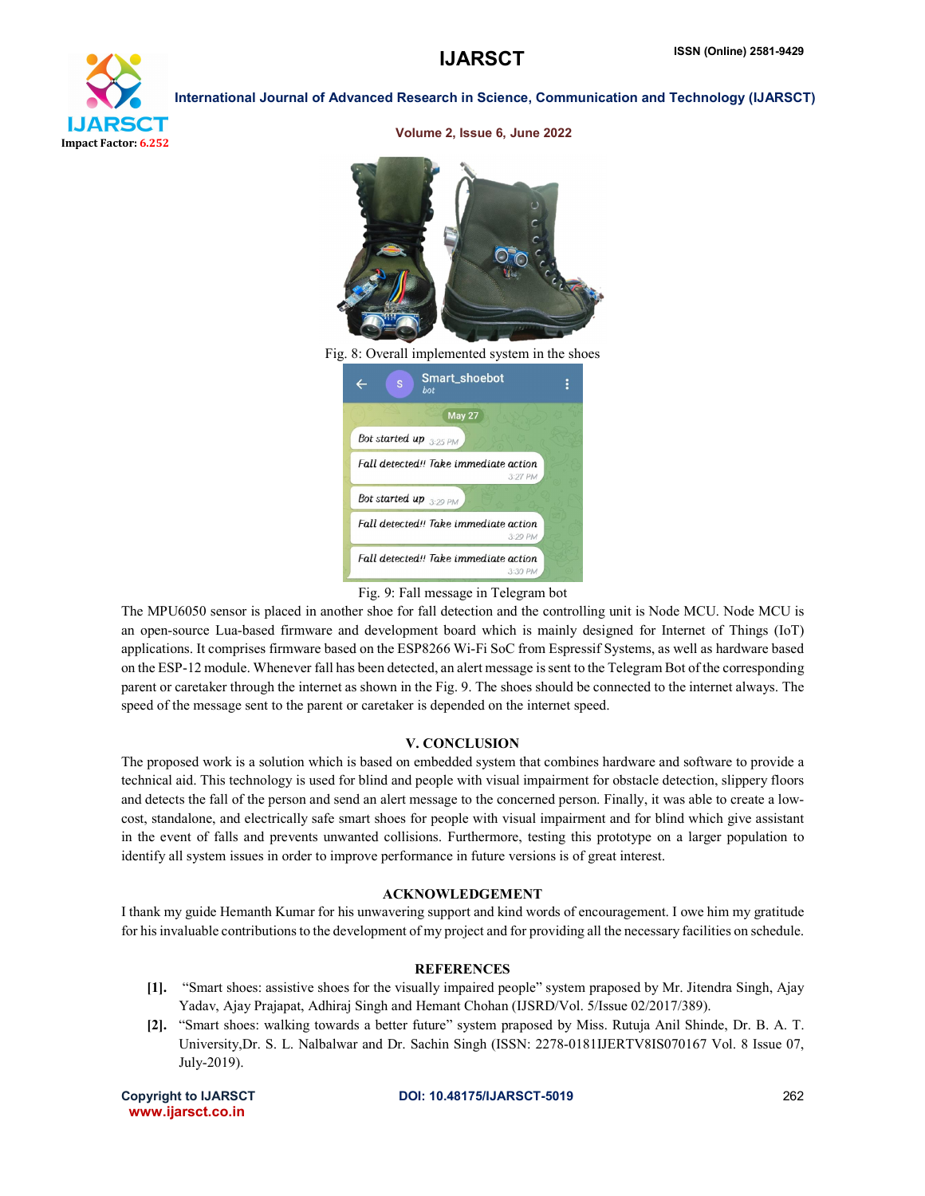Fig. 8: Overall implemented system in the shoes

Fig. 9: Fall message in Telegram bot

The MPU6050 sensor is placed in another shoe for fall detection and the controlling unit is Node MCU. Node MCU is an open-source Lua-based firmware and development board which is mainly designed for Internet of Things (IoT) applications. It comprises firmware based on the ESP8266 Wi-Fi SoC from Espressif Systems, as well as hardware based on the ESP-12 module. Whenever fall has been detected, an alert message is sent to the Telegram Bot of the corresponding parent or caretaker through the internet as shown in the Fig. 9. The shoes should be connected to the internet always. The speed of the message sent to the parent or caretaker is depended on the internet speed.

## V. CONCLUSION

The proposed work is a solution which is based on embedded system that combines hardware and software to provide a technical aid. This technology is used for blind and people with visual impairment for obstacle detection, slippery floors and detects the fall of the person and send an alert message to the concerned person. Finally, it was able to create a low-cost, standalone, and electrically safe smart shoes for people with visual impairment and for blind which give assistant in the event of falls and prevents unwanted collisions. Furthermore, testing this prototype on a larger population to identify all system issues in order to improve performance in future versions is of great interest.

## ACKNOWLEDGEMENT

I thank my guide Hemanth Kumar for his unwavering support and kind words of encouragement. I owe him my gratitude for his invaluable contributions to the development of my project and for providing all the necessary facilities on schedule.

## REFERENCES

[1]. "Smart shoes: assistive shoes for the visually impaired people" system praposed by Mr. Jitendra Singh, Ajay Yadav, Ajay Prajapat, Adhiraj Singh and Hemant Chohan (IJSRD/Vol. 5/Issue 02/2017/389).

[2]. "Smart shoes: walking towards a better future" system praposed by Miss. Rutuja Anil Shinde, Dr. B. A. T. University,Dr. S. L. Nalbalwar and Dr. Sachin Singh (ISSN: 2278-0181IJERTV8IS070167 Vol. 8 Issue 07, July-2019).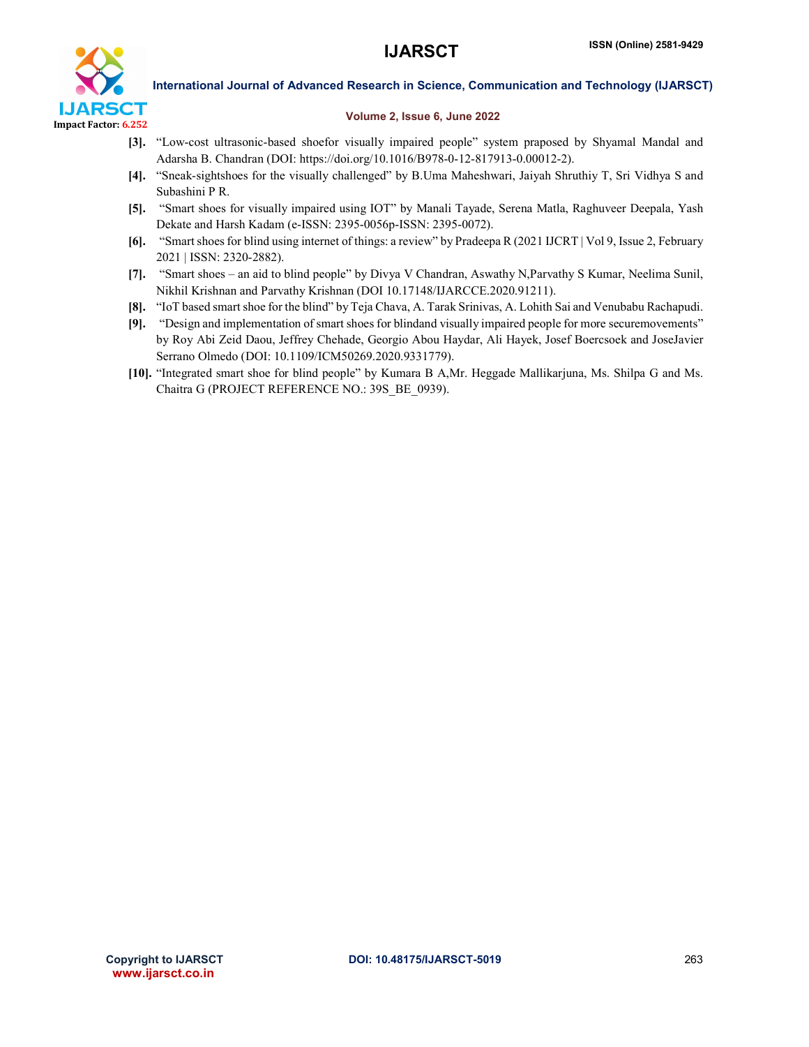[3]. "Low-cost ultrasonic-based shoefor visually impaired people" system praposed by Shyamal Mandal and Adarsha B. Chandran (DOI: https://doi.org/10.1016/B978-0-12-817913-0.00012-2).

[4]. "Sneak-sightshoes for the visually challenged" by B.Uma Maheshwari, Jaiyah Shruthiy T, Sri Vidhya S and Subashini P R.

[5]. "Smart shoes for visually impaired using IOT" by Manali Tayade, Serena Matla, Raghuveer Deepala, Yash Dekate and Harsh Kadam (e-ISSN: 2395-0056p-ISSN: 2395-0072).

[6]. "Smart shoes for blind using internet of things: a review" by Pradeepa R (2021 IJCRT | Vol 9, Issue 2, February 2021 | ISSN: 2320-2882).

[7]. "Smart shoes – an aid to blind people" by Divya V Chandran, Aswathy N,Parvathy S Kumar, Neelima Sunil, Nikhil Krishnan and Parvathy Krishnan (DOI 10.17148/IJARCCE.2020.91211).

[8]. "IoT based smart shoe for the blind" by Teja Chava, A. Tarak Srinivas, A. Lohith Sai and Venubabu Rachapudi.

[9]. "Design and implementation of smart shoes for blindand visually impaired people for more securemovements" by Roy Abi Zeid Daou, Jeffrey Chehade, Georgio Abou Haydar, Ali Hayek, Josef Boercsoek and JoseJavier Serrano Olmedo (DOI: 10.1109/ICM50269.2020.9331779).

[10]. "Integrated smart shoe for blind people" by Kumara B A,Mr. Heggade Mallikarjuna, Ms. Shilpa G and Ms. Chaitra G (PROJECT REFERENCE NO.: 39S_BE_0939).